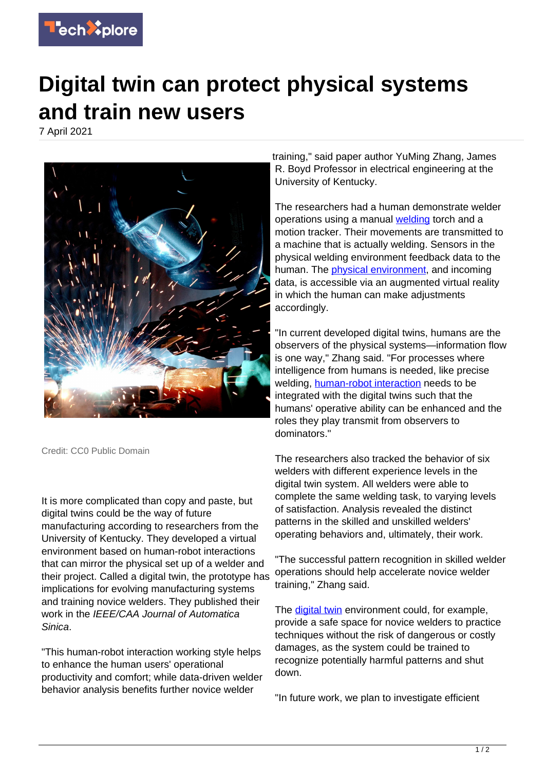# Digital twin can protect physical systems and train new users

7 April 2021

Credit: CC0 Public Domain

It is more complicated than copy and paste, but digital twins could be the way of future manufacturing according to researchers from the University of Kentucky. They developed a virtual environment based on human-robot interactions that can mirror the physical set up of a welder and their project. Called a digital twin, the prototype has implications for evolving manufacturing systems and training novice welders. They published their work in the *IEEE/CAA Journal of Automatica Sinica*.

"This human-robot interaction working style helps to enhance the human users' operational productivity and comfort; while data-driven welder behavior analysis benefits further novice welder training," said paper author YuMing Zhang, James R. Boyd Professor in electrical engineering at the University of Kentucky.

The researchers had a human demonstrate welder operations using a manual welding torch and a motion tracker. Their movements are transmitted to a machine that is actually welding. Sensors in the physical welding environment feedback data to the human. The physical environment, and incoming data, is accessible via an augmented virtual reality in which the human can make adjustments accordingly.

"In current developed digital twins, humans are the observers of the physical systems—information flow is one way," Zhang said. "For processes where intelligence from humans is needed, like precise welding, human-robot interaction needs to be integrated with the digital twins such that the humans' operative ability can be enhanced and the roles they play transmit from observers to dominators."

The researchers also tracked the behavior of six welders with different experience levels in the digital twin system. All welders were able to complete the same welding task, to varying levels of satisfaction. Analysis revealed the distinct patterns in the skilled and unskilled welders' operating behaviors and, ultimately, their work.

"The successful pattern recognition in skilled welder operations should help accelerate novice welder training," Zhang said.

The digital twin environment could, for example, provide a safe space for novice welders to practice techniques without the risk of dangerous or costly damages, as the system could be trained to recognize potentially harmful patterns and shut down.

"In future work, we plan to investigate efficient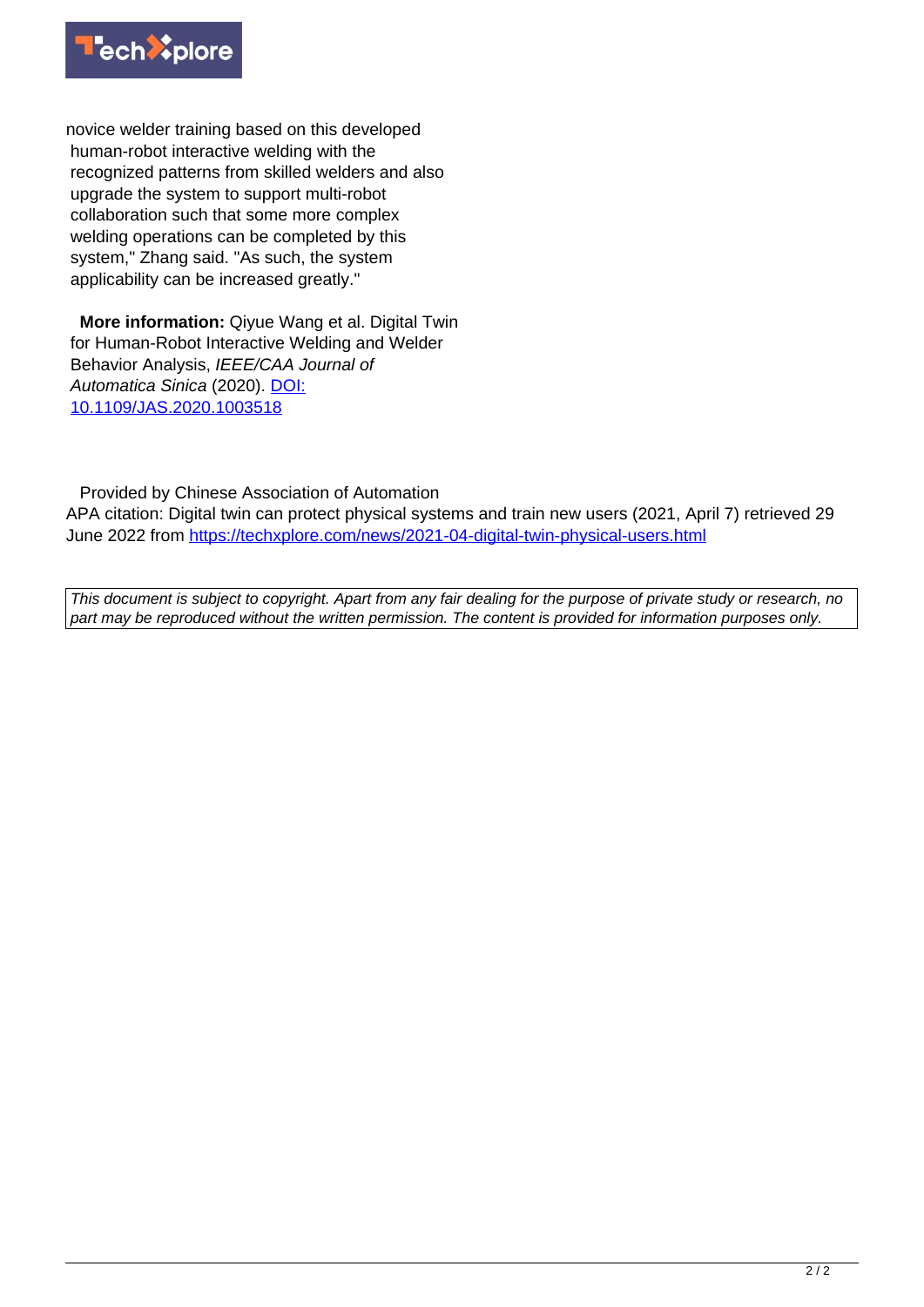novice welder training based on this developed human-robot interactive welding with the recognized patterns from skilled welders and also upgrade the system to support multi-robot collaboration such that some more complex welding operations can be completed by this system," Zhang said. "As such, the system applicability can be increased greatly."

**More information:** Qiyue Wang et al. Digital Twin for Human-Robot Interactive Welding and Welder Behavior Analysis, *IEEE/CAA Journal of Automatica Sinica* (2020). [DOI: 10.1109/JAS.2020.1003518](https://dx.doi.org/10.1109/JAS.2020.1003518)

Provided by Chinese Association of Automation

APA citation: Digital twin can protect physical systems and train new users (2021, April 7) retrieved 29 June 2022 from https://techxplore.com/news/2021-04-digital-twin-physical-users.html

*This document is subject to copyright. Apart from any fair dealing for the purpose of private study or research, no part may be reproduced without the written permission. The content is provided for information purposes only.*